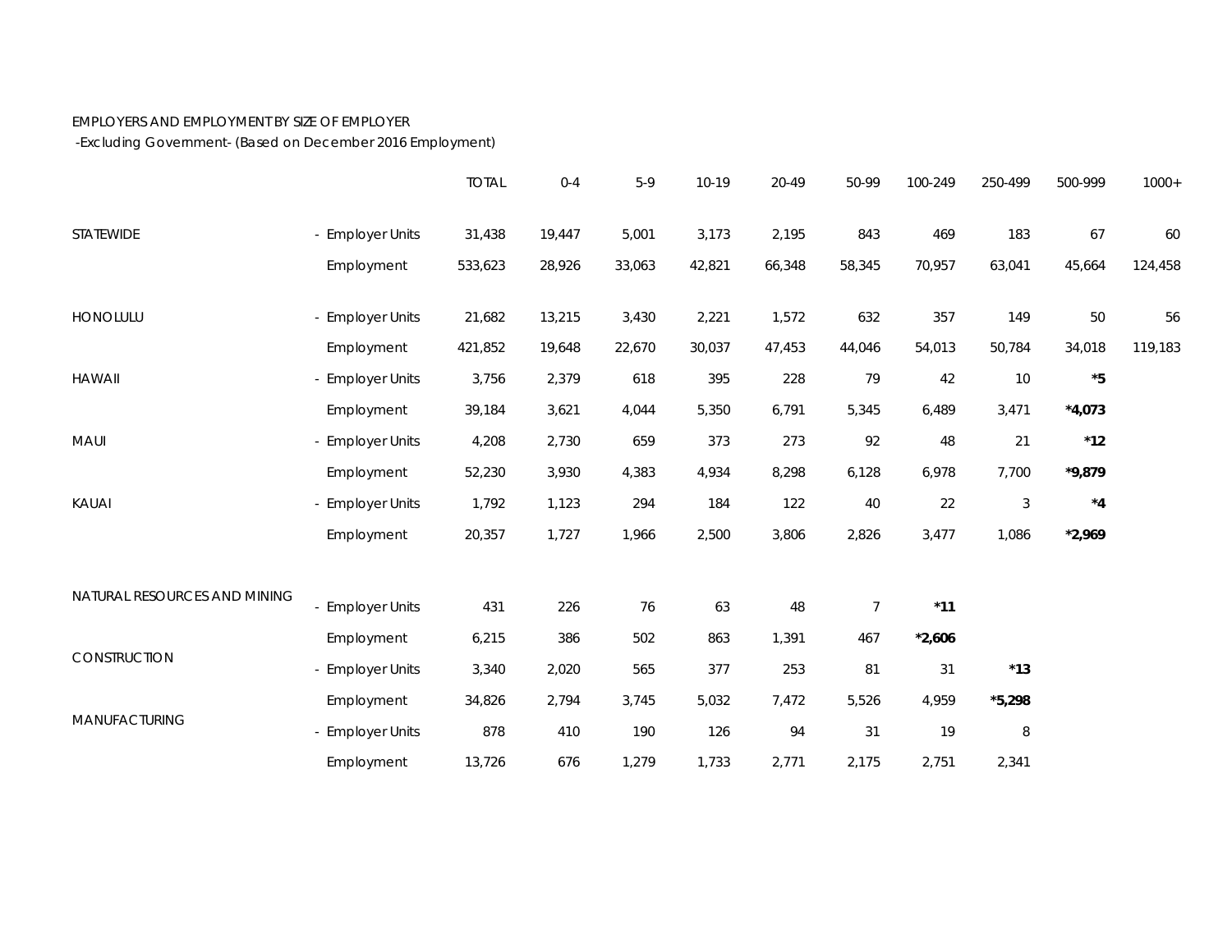EMPLOYERS AND EMPLOYMENT BY SIZE OF EMPLOYER

-Excluding Government- (Based on December 2016 Employment)

| | | TOTAL | 0-4 | 5-9 | 10-19 | 20-49 | 50-99 | 100-249 | 250-499 | 500-999 | 1000+ |
|---|---|---|---|---|---|---|---|---|---|---|---|
| STATEWIDE | - Employer Units | 31,438 | 19,447 | 5,001 | 3,173 | 2,195 | 843 | 469 | 183 | 67 | 60 |
| | Employment | 533,623 | 28,926 | 33,063 | 42,821 | 66,348 | 58,345 | 70,957 | 63,041 | 45,664 | 124,458 |
| HONOLULU | - Employer Units | 21,682 | 13,215 | 3,430 | 2,221 | 1,572 | 632 | 357 | 149 | 50 | 56 |
| | Employment | 421,852 | 19,648 | 22,670 | 30,037 | 47,453 | 44,046 | 54,013 | 50,784 | 34,018 | 119,183 |
| HAWAII | - Employer Units | 3,756 | 2,379 | 618 | 395 | 228 | 79 | 42 | 10 | **\*5** | |
| | Employment | 39,184 | 3,621 | 4,044 | 5,350 | 6,791 | 5,345 | 6,489 | 3,471 | **\*4,073** | |
| MAUI | - Employer Units | 4,208 | 2,730 | 659 | 373 | 273 | 92 | 48 | 21 | **\*12** | |
| | Employment | 52,230 | 3,930 | 4,383 | 4,934 | 8,298 | 6,128 | 6,978 | 7,700 | **\*9,879** | |
| KAUAI | - Employer Units | 1,792 | 1,123 | 294 | 184 | 122 | 40 | 22 | 3 | **\*4** | |
| | Employment | 20,357 | 1,727 | 1,966 | 2,500 | 3,806 | 2,826 | 3,477 | 1,086 | **\*2,969** | |
| NATURAL RESOURCES AND MINING | - Employer Units | 431 | 226 | 76 | 63 | 48 | 7 | **\*11** | | | |
| | Employment | 6,215 | 386 | 502 | 863 | 1,391 | 467 | **\*2,606** | | | |
| CONSTRUCTION | - Employer Units | 3,340 | 2,020 | 565 | 377 | 253 | 81 | 31 | **\*13** | | |
| | Employment | 34,826 | 2,794 | 3,745 | 5,032 | 7,472 | 5,526 | 4,959 | **\*5,298** | | |
| MANUFACTURING | - Employer Units | 878 | 410 | 190 | 126 | 94 | 31 | 19 | 8 | | |
| | Employment | 13,726 | 676 | 1,279 | 1,733 | 2,771 | 2,175 | 2,751 | 2,341 | | |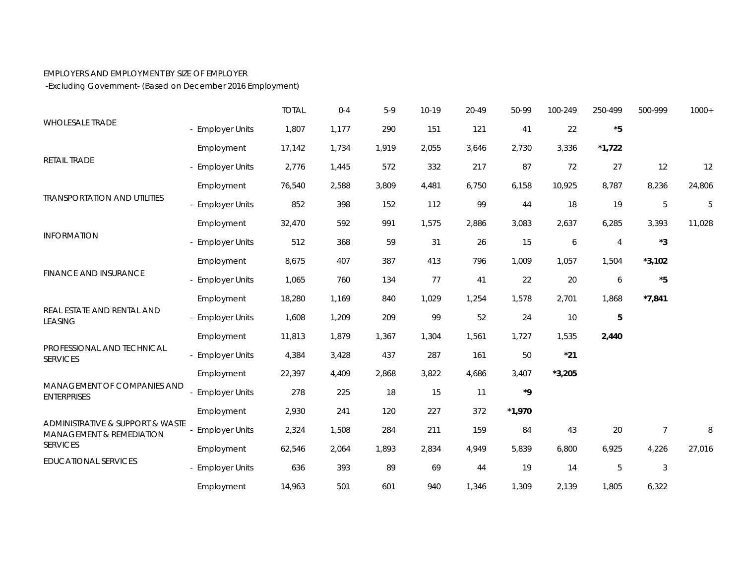EMPLOYERS AND EMPLOYMENT BY SIZE OF EMPLOYER

-Excluding Government- (Based on December 2016 Employment)

| | | TOTAL | 0-4 | 5-9 | 10-19 | 20-49 | 50-99 | 100-249 | 250-499 | 500-999 | 1000+ |
|---|---|---|---|---|---|---|---|---|---|---|---|
| WHOLESALE TRADE | - Employer Units | 1,807 | 1,177 | 290 | 151 | 121 | 41 | 22 | **\*5** | | |
| | Employment | 17,142 | 1,734 | 1,919 | 2,055 | 3,646 | 2,730 | 3,336 | **\*1,722** | | |
| RETAIL TRADE | - Employer Units | 2,776 | 1,445 | 572 | 332 | 217 | 87 | 72 | 27 | 12 | 12 |
| | Employment | 76,540 | 2,588 | 3,809 | 4,481 | 6,750 | 6,158 | 10,925 | 8,787 | 8,236 | 24,806 |
| TRANSPORTATION AND UTILITIES | - Employer Units | 852 | 398 | 152 | 112 | 99 | 44 | 18 | 19 | 5 | 5 |
| | Employment | 32,470 | 592 | 991 | 1,575 | 2,886 | 3,083 | 2,637 | 6,285 | 3,393 | 11,028 |
| INFORMATION | - Employer Units | 512 | 368 | 59 | 31 | 26 | 15 | 6 | 4 | **\*3** | |
| | Employment | 8,675 | 407 | 387 | 413 | 796 | 1,009 | 1,057 | 1,504 | **\*3,102** | |
| FINANCE AND INSURANCE | - Employer Units | 1,065 | 760 | 134 | 77 | 41 | 22 | 20 | 6 | **\*5** | |
| | Employment | 18,280 | 1,169 | 840 | 1,029 | 1,254 | 1,578 | 2,701 | 1,868 | **\*7,841** | |
| REAL ESTATE AND RENTAL AND LEASING | - Employer Units | 1,608 | 1,209 | 209 | 99 | 52 | 24 | 10 | **5** | | |
| | Employment | 11,813 | 1,879 | 1,367 | 1,304 | 1,561 | 1,727 | 1,535 | **2,440** | | |
| PROFESSIONAL AND TECHNICAL SERVICES | - Employer Units | 4,384 | 3,428 | 437 | 287 | 161 | 50 | **\*21** | | | |
| | Employment | 22,397 | 4,409 | 2,868 | 3,822 | 4,686 | 3,407 | **\*3,205** | | | |
| MANAGEMENT OF COMPANIES AND ENTERPRISES | - Employer Units | 278 | 225 | 18 | 15 | 11 | **\*9** | | | | |
| | Employment | 2,930 | 241 | 120 | 227 | 372 | **\*1,970** | | | | |
| ADMINISTRATIVE & SUPPORT & WASTE MANAGEMENT & REMEDIATION SERVICES | - Employer Units | 2,324 | 1,508 | 284 | 211 | 159 | 84 | 43 | 20 | 7 | 8 |
| | Employment | 62,546 | 2,064 | 1,893 | 2,834 | 4,949 | 5,839 | 6,800 | 6,925 | 4,226 | 27,016 |
| EDUCATIONAL SERVICES | - Employer Units | 636 | 393 | 89 | 69 | 44 | 19 | 14 | 5 | 3 | |
| | Employment | 14,963 | 501 | 601 | 940 | 1,346 | 1,309 | 2,139 | 1,805 | 6,322 | |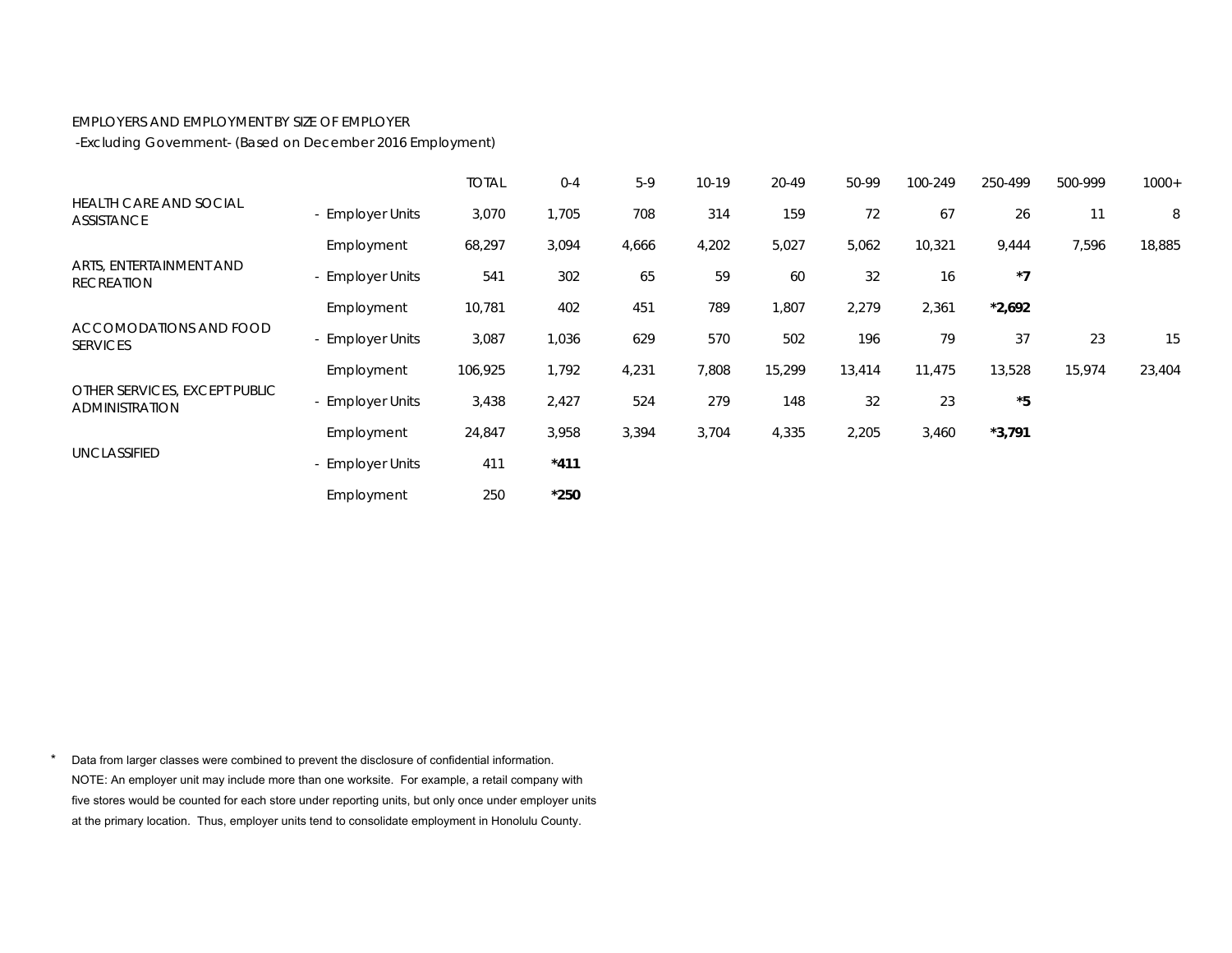EMPLOYERS AND EMPLOYMENT BY SIZE OF EMPLOYER

-Excluding Government- (Based on December 2016 Employment)

| | | TOTAL | 0-4 | 5-9 | 10-19 | 20-49 | 50-99 | 100-249 | 250-499 | 500-999 | 1000+ |
|---|---|---|---|---|---|---|---|---|---|---|---|
| HEALTH CARE AND SOCIAL ASSISTANCE | - Employer Units | 3,070 | 1,705 | 708 | 314 | 159 | 72 | 67 | 26 | 11 | 8 |
| | Employment | 68,297 | 3,094 | 4,666 | 4,202 | 5,027 | 5,062 | 10,321 | 9,444 | 7,596 | 18,885 |
| ARTS, ENTERTAINMENT AND RECREATION | - Employer Units | 541 | 302 | 65 | 59 | 60 | 32 | 16 | ***7** | | |
| | Employment | 10,781 | 402 | 451 | 789 | 1,807 | 2,279 | 2,361 | ***2,692** | | |
| ACCOMODATIONS AND FOOD SERVICES | - Employer Units | 3,087 | 1,036 | 629 | 570 | 502 | 196 | 79 | 37 | 23 | 15 |
| | Employment | 106,925 | 1,792 | 4,231 | 7,808 | 15,299 | 13,414 | 11,475 | 13,528 | 15,974 | 23,404 |
| OTHER SERVICES, EXCEPT PUBLIC ADMINISTRATION | - Employer Units | 3,438 | 2,427 | 524 | 279 | 148 | 32 | 23 | ***5** | | |
| | Employment | 24,847 | 3,958 | 3,394 | 3,704 | 4,335 | 2,205 | 3,460 | ***3,791** | | |
| UNCLASSIFIED | - Employer Units | 411 | ***411** | | | | | | | | |
| | Employment | 250 | ***250** | | | | | | | | |

\* Data from larger classes were combined to prevent the disclosure of confidential information.
NOTE: An employer unit may include more than one worksite. For example, a retail company with five stores would be counted for each store under reporting units, but only once under employer units at the primary location. Thus, employer units tend to consolidate employment in Honolulu County.